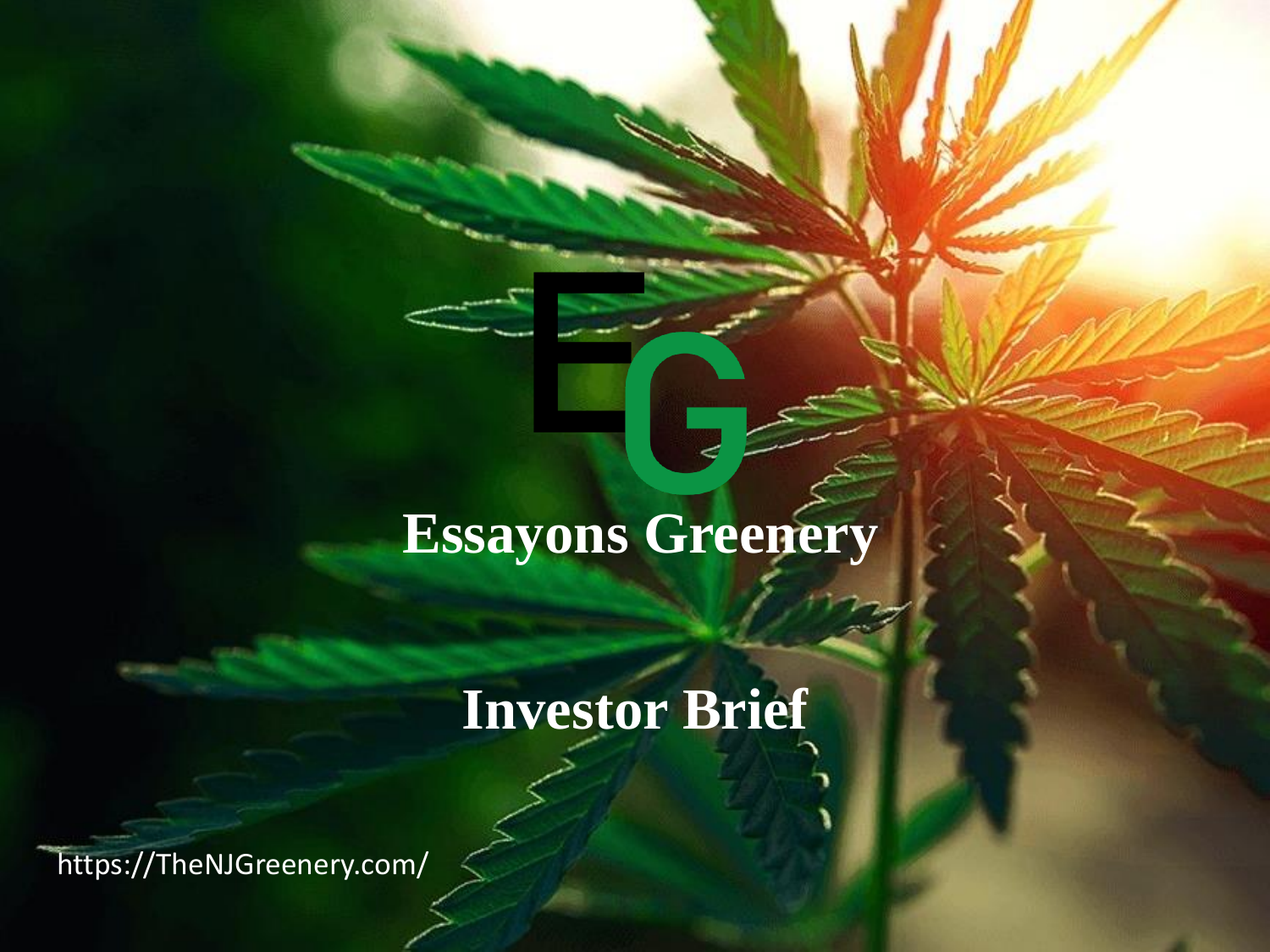EG

# Essayons Greenery

## Investor Brief

https://TheNJGreenery.com/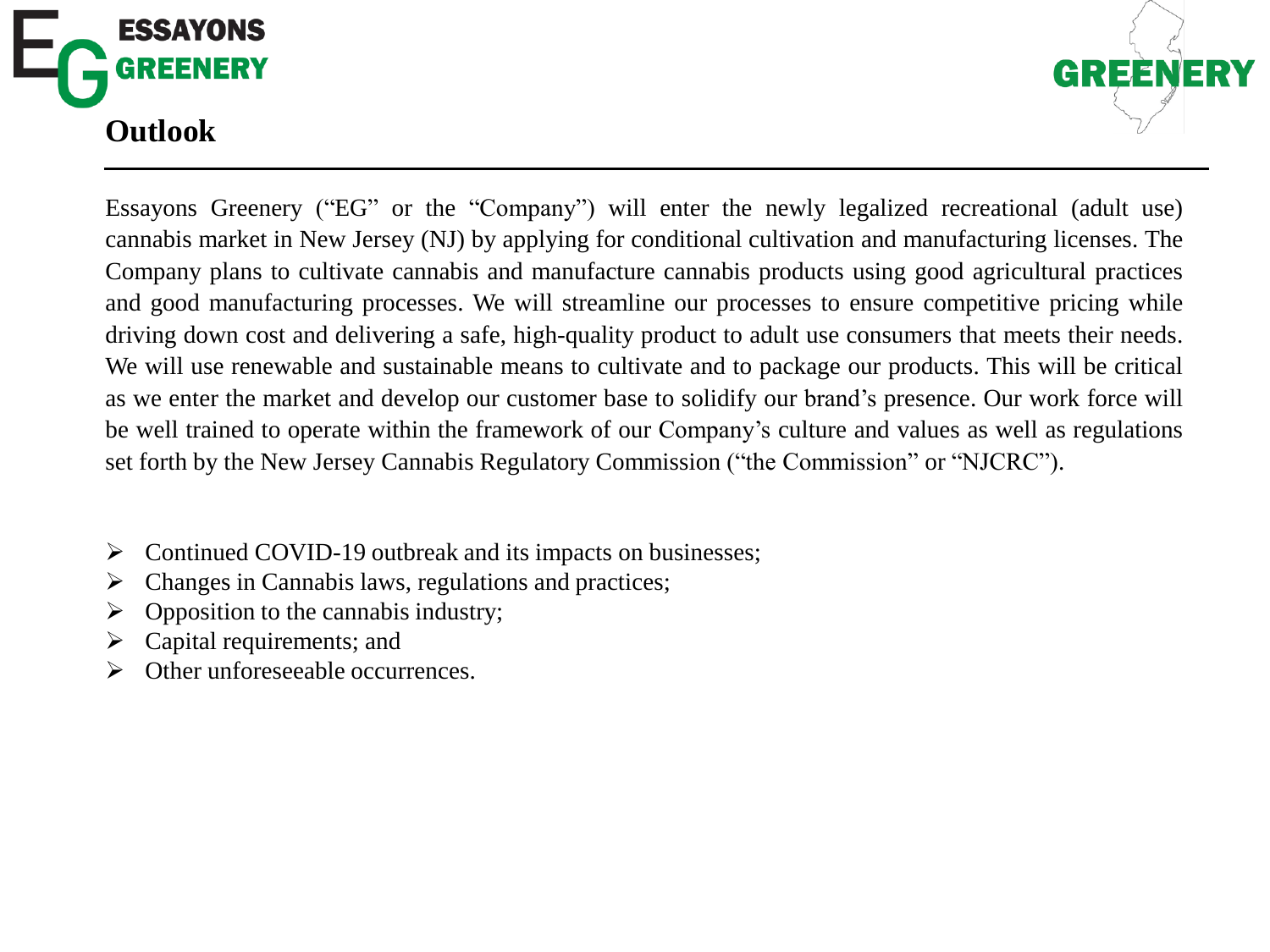# Outlook

Essayons Greenery ("EG" or the "Company") will enter the newly legalized recreational (adult use) cannabis market in New Jersey (NJ) by applying for conditional cultivation and manufacturing licenses. The Company plans to cultivate cannabis and manufacture cannabis products using good agricultural practices and good manufacturing processes. We will streamline our processes to ensure competitive pricing while driving down cost and delivering a safe, high-quality product to adult use consumers that meets their needs. We will use renewable and sustainable means to cultivate and to package our products. This will be critical as we enter the market and develop our customer base to solidify our brand's presence. Our work force will be well trained to operate within the framework of our Company's culture and values as well as regulations set forth by the New Jersey Cannabis Regulatory Commission ("the Commission" or "NJCRC").

- Continued COVID-19 outbreak and its impacts on businesses;
- Changes in Cannabis laws, regulations and practices;
- Opposition to the cannabis industry;
- Capital requirements; and
- Other unforeseeable occurrences.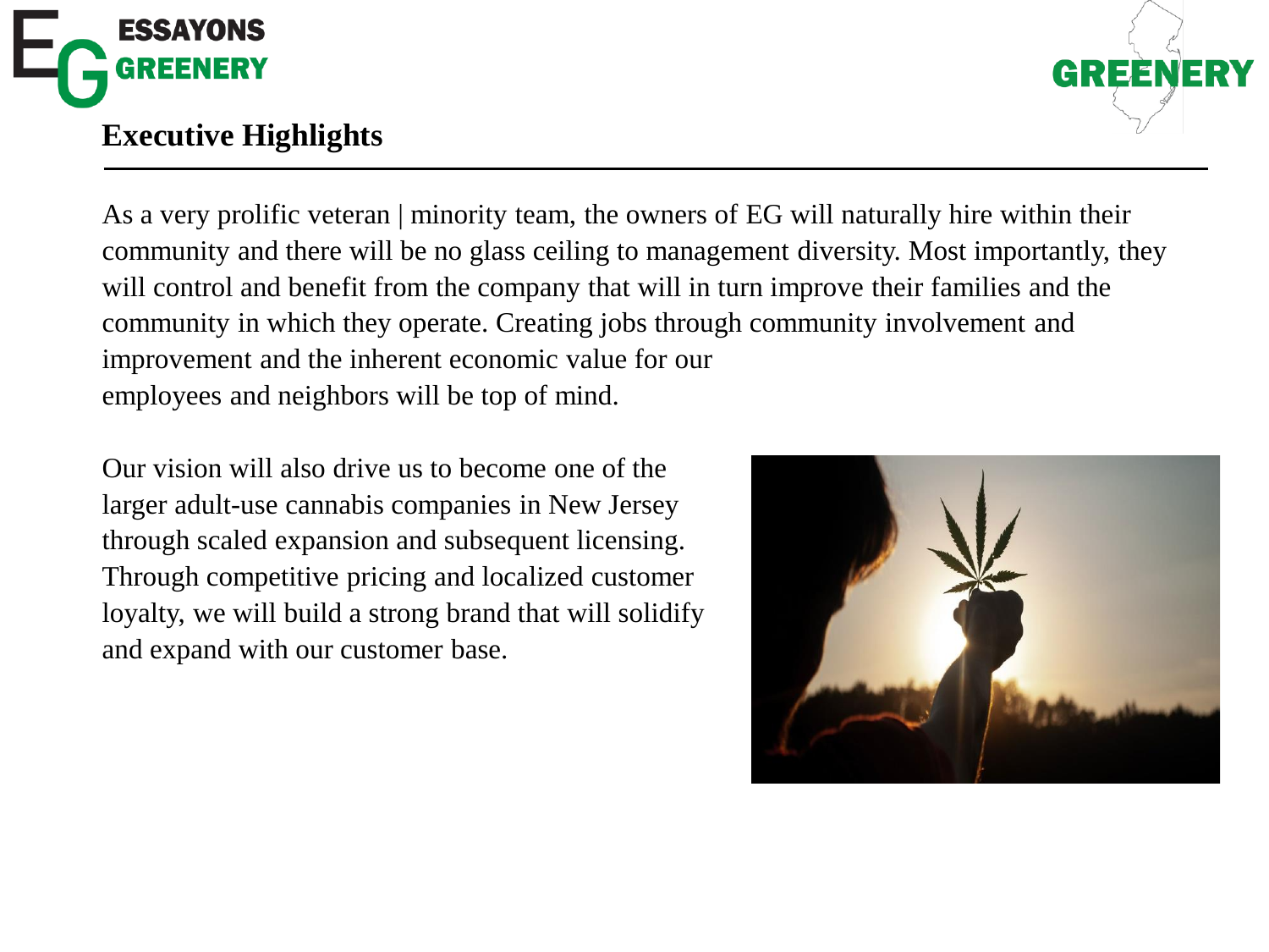## Executive Highlights

As a very prolific veteran | minority team, the owners of EG will naturally hire within their community and there will be no glass ceiling to management diversity. Most importantly, they will control and benefit from the company that will in turn improve their families and the community in which they operate. Creating jobs through community involvement and improvement and the inherent economic value for our employees and neighbors will be top of mind.

Our vision will also drive us to become one of the larger adult-use cannabis companies in New Jersey through scaled expansion and subsequent licensing. Through competitive pricing and localized customer loyalty, we will build a strong brand that will solidify and expand with our customer base.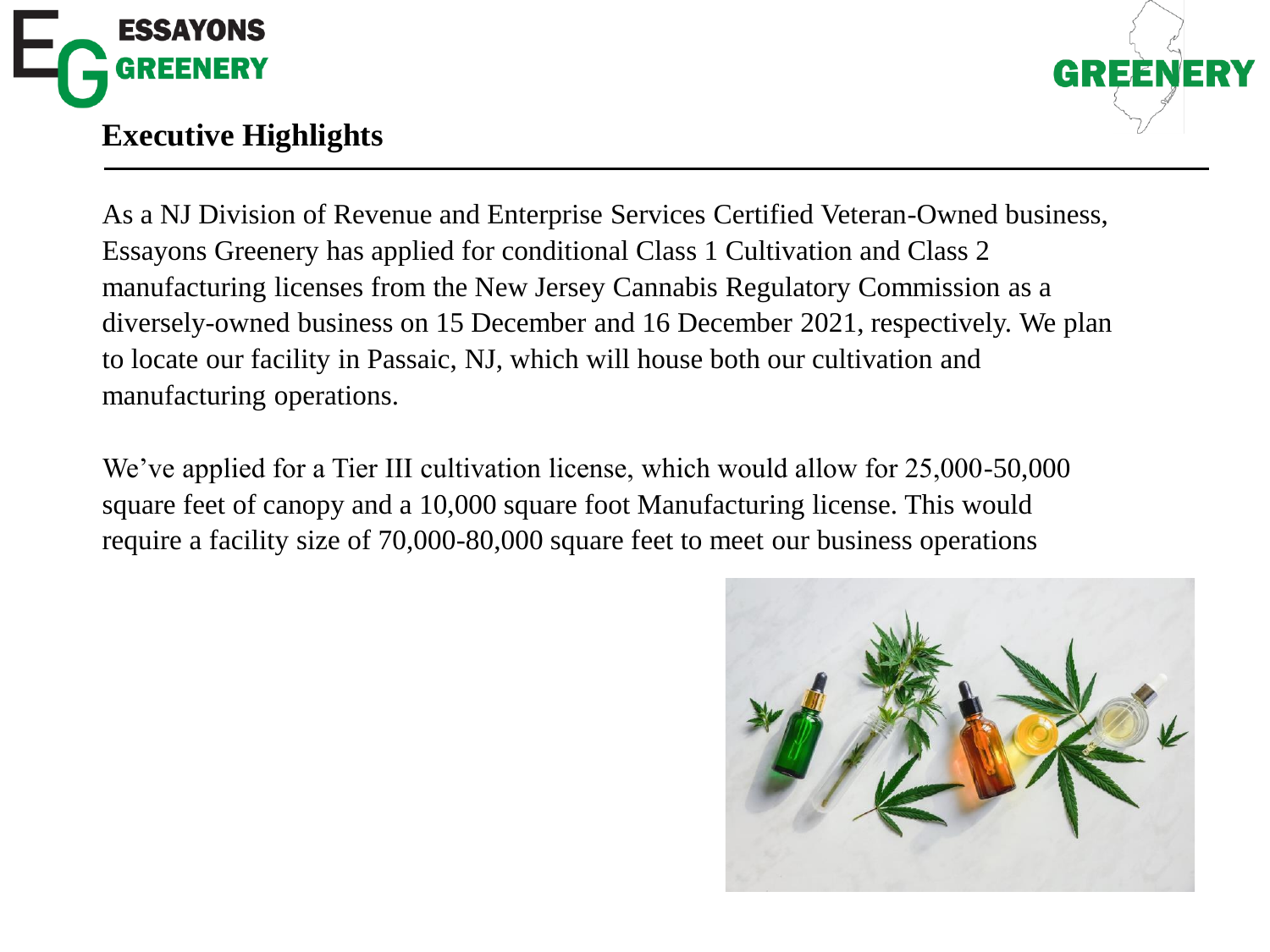## Executive Highlights

As a NJ Division of Revenue and Enterprise Services Certified Veteran-Owned business, Essayons Greenery has applied for conditional Class 1 Cultivation and Class 2 manufacturing licenses from the New Jersey Cannabis Regulatory Commission as a diversely-owned business on 15 December and 16 December 2021, respectively. We plan to locate our facility in Passaic, NJ, which will house both our cultivation and manufacturing operations.

We've applied for a Tier III cultivation license, which would allow for 25,000-50,000 square feet of canopy and a 10,000 square foot Manufacturing license. This would require a facility size of 70,000-80,000 square feet to meet our business operations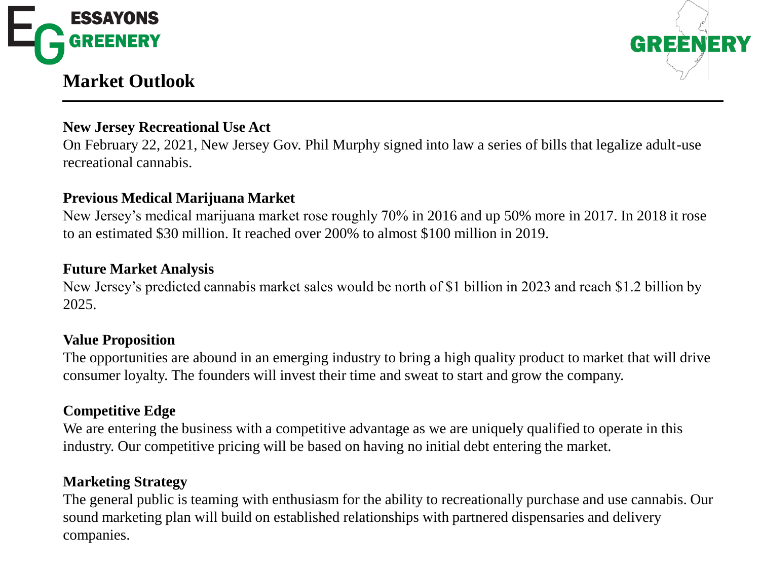## Market Outlook

**New Jersey Recreational Use Act**

On February 22, 2021, New Jersey Gov. Phil Murphy signed into law a series of bills that legalize adult-use recreational cannabis.

**Previous Medical Marijuana Market**

New Jersey's medical marijuana market rose roughly 70% in 2016 and up 50% more in 2017. In 2018 it rose to an estimated $30 million. It reached over 200% to almost $100 million in 2019.

**Future Market Analysis**

New Jersey's predicted cannabis market sales would be north of $1 billion in 2023 and reach $1.2 billion by 2025.

**Value Proposition**

The opportunities are abound in an emerging industry to bring a high quality product to market that will drive consumer loyalty. The founders will invest their time and sweat to start and grow the company.

**Competitive Edge**

We are entering the business with a competitive advantage as we are uniquely qualified to operate in this industry. Our competitive pricing will be based on having no initial debt entering the market.

**Marketing Strategy**

The general public is teaming with enthusiasm for the ability to recreationally purchase and use cannabis. Our sound marketing plan will build on established relationships with partnered dispensaries and delivery companies.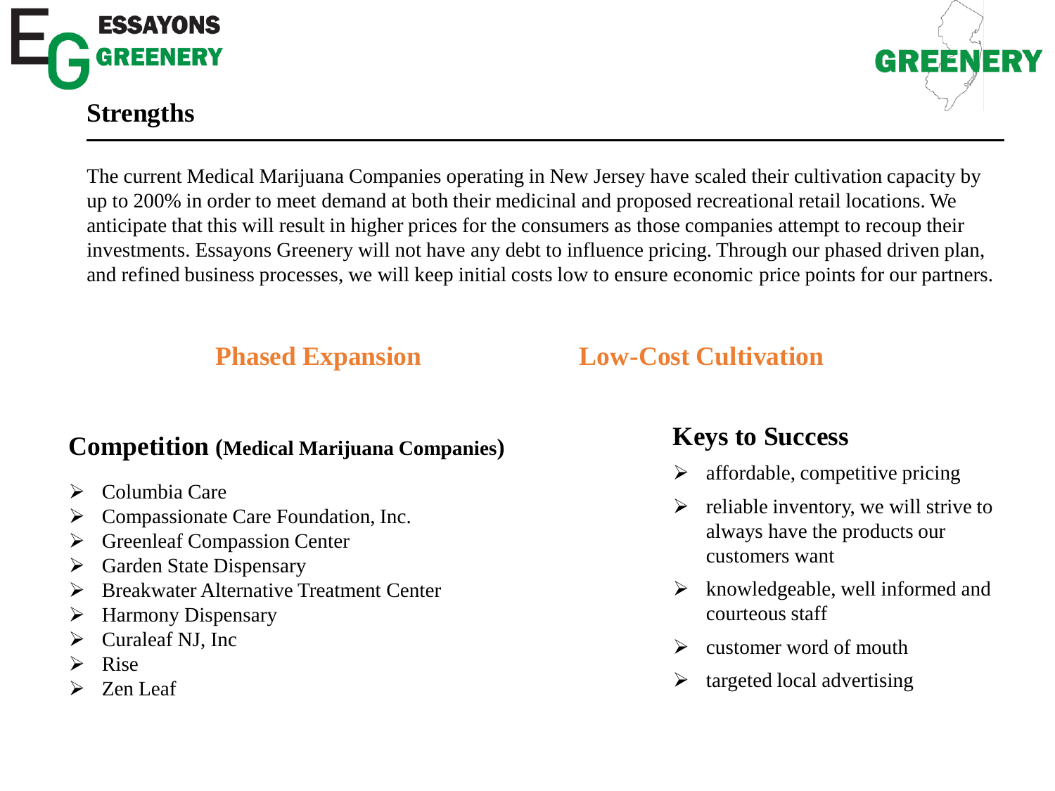## Strengths

The current Medical Marijuana Companies operating in New Jersey have scaled their cultivation capacity by up to 200% in order to meet demand at both their medicinal and proposed recreational retail locations. We anticipate that this will result in higher prices for the consumers as those companies attempt to recoup their investments. Essayons Greenery will not have any debt to influence pricing. Through our phased driven plan, and refined business processes, we will keep initial costs low to ensure economic price points for our partners.

**Phased Expansion**

**Low-Cost Cultivation**

### Competition (Medical Marijuana Companies)

- Columbia Care
- Compassionate Care Foundation, Inc.
- Greenleaf Compassion Center
- Garden State Dispensary
- Breakwater Alternative Treatment Center
- Harmony Dispensary
- Curaleaf NJ, Inc
- Rise
- Zen Leaf

### Keys to Success

- affordable, competitive pricing
- reliable inventory, we will strive to always have the products our customers want
- knowledgeable, well informed and courteous staff
- customer word of mouth
- targeted local advertising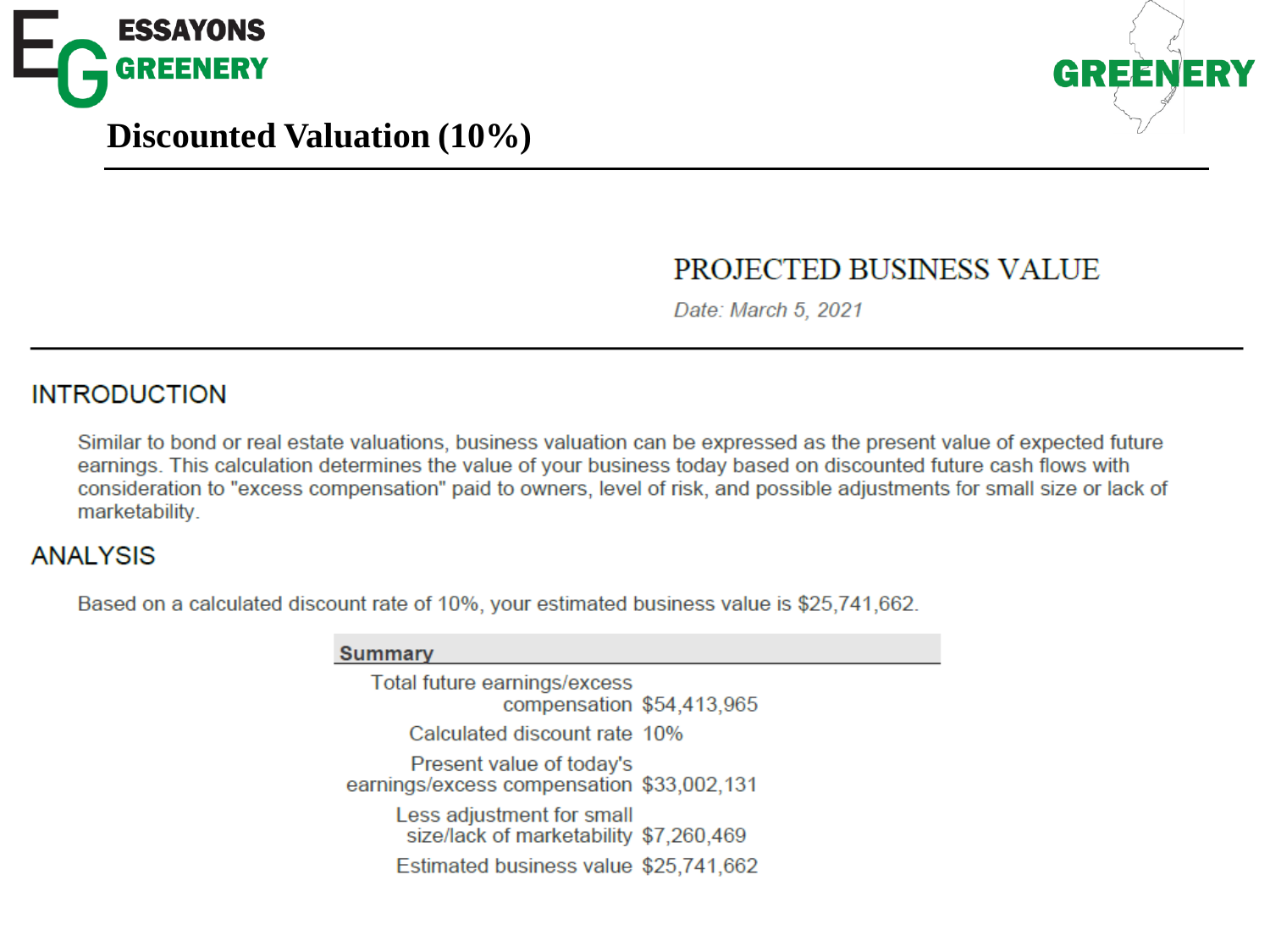# Discounted Valuation (10%)

## PROJECTED BUSINESS VALUE

*Date: March 5, 2021*

### INTRODUCTION

Similar to bond or real estate valuations, business valuation can be expressed as the present value of expected future earnings. This calculation determines the value of your business today based on discounted future cash flows with consideration to "excess compensation" paid to owners, level of risk, and possible adjustments for small size or lack of marketability.

### ANALYSIS

Based on a calculated discount rate of 10%, your estimated business value is $25,741,662.

| Summary | |
|---|---|
| Total future earnings/excess compensation | $54,413,965 |
| Calculated discount rate | 10% |
| Present value of today's earnings/excess compensation | $33,002,131 |
| Less adjustment for small size/lack of marketability | $7,260,469 |
| Estimated business value | $25,741,662 |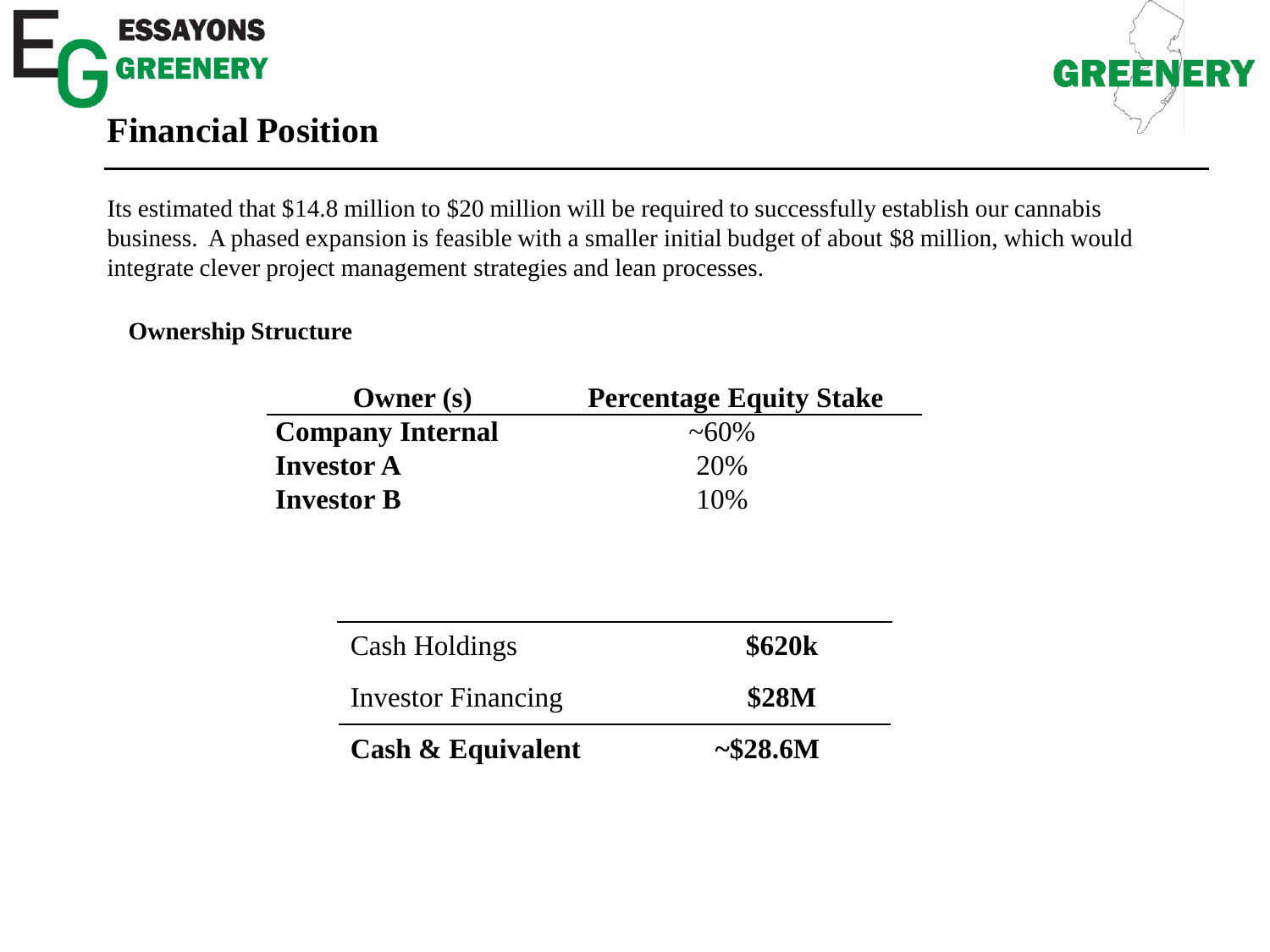# Financial Position

Its estimated that $14.8 million to $20 million will be required to successfully establish our cannabis business. A phased expansion is feasible with a smaller initial budget of about $8 million, which would integrate clever project management strategies and lean processes.

**Ownership Structure**

| Owner (s) | Percentage Equity Stake |
|---|---|
| **Company Internal** | ~60% |
| **Investor A** | 20% |
| **Investor B** | 10% |

| | |
|---|---|
| Cash Holdings | **$620k** |
| Investor Financing | **$28M** |
| **Cash & Equivalent** | **~$28.6M** |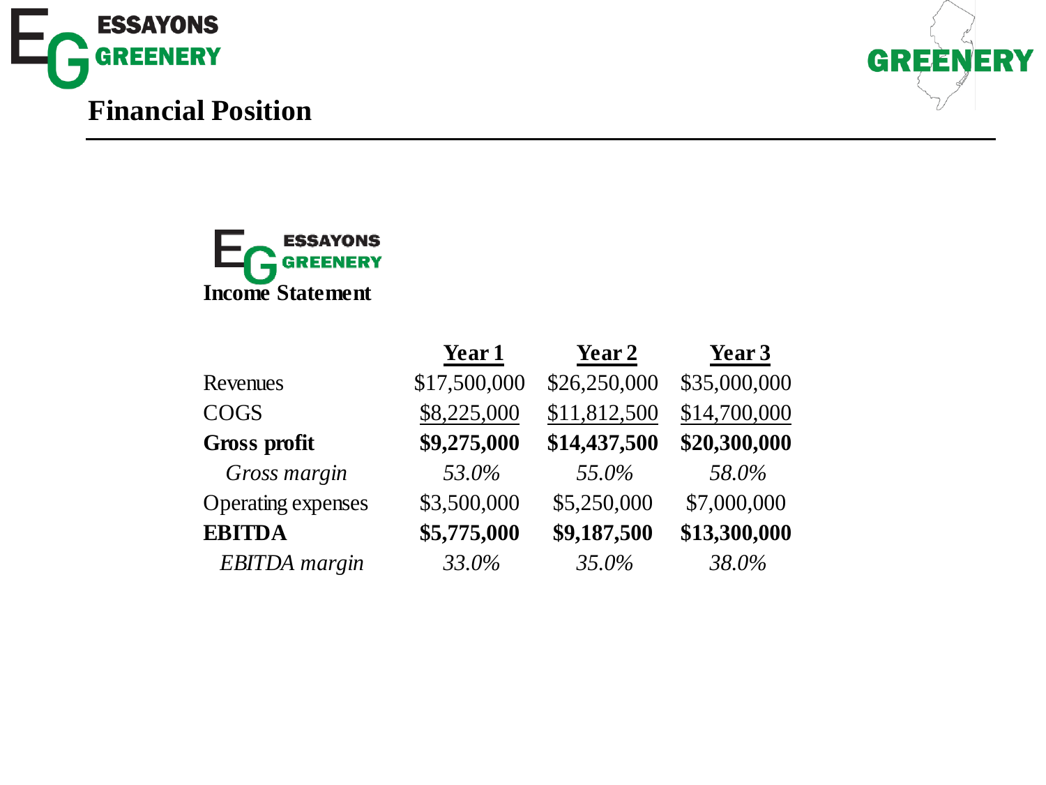## Financial Position

### Income Statement

| | Year 1 | Year 2 | Year 3 |
|---|---|---|---|
| Revenues | $17,500,000 | $26,250,000 | $35,000,000 |
| COGS | $8,225,000 | $11,812,500 | $14,700,000 |
| **Gross profit** | **$9,275,000** | **$14,437,500** | **$20,300,000** |
| *Gross margin* | *53.0%* | *55.0%* | *58.0%* |
| Operating expenses | $3,500,000 | $5,250,000 | $7,000,000 |
| **EBITDA** | **$5,775,000** | **$9,187,500** | **$13,300,000** |
| *EBITDA margin* | *33.0%* | *35.0%* | *38.0%* |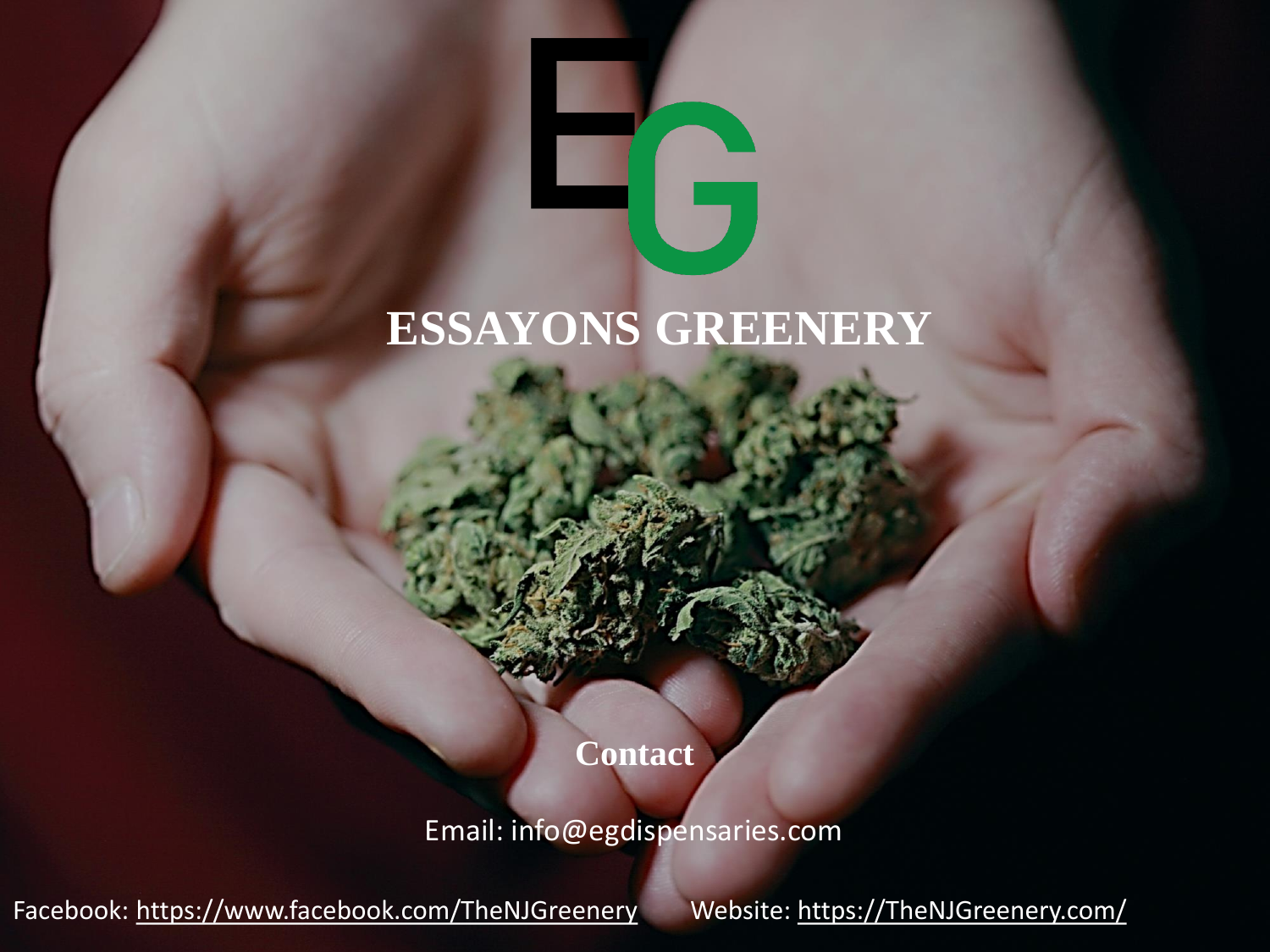EG

# ESSAYONS GREENERY

## Contact

Email: info@egdispensaries.com

Facebook: https://www.facebook.com/TheNJGreenery

Website: https://TheNJGreenery.com/